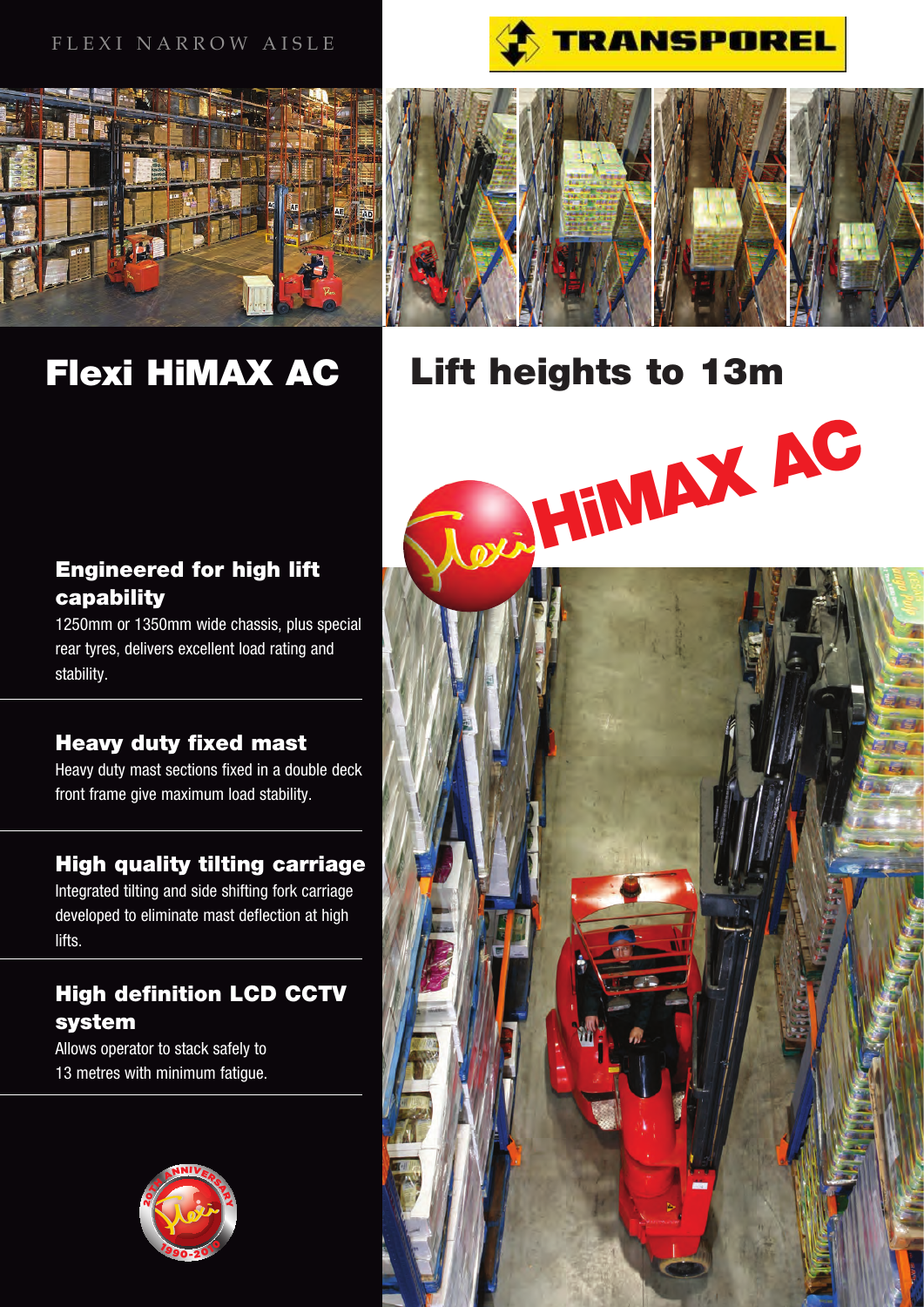FLEXI NARROW AISLE

TRANSPOREL

# Flexi HiMAX AC

# Lift heights to 13m

HiMAX AC

### Engineered for high lift capability

1250mm or 1350mm wide chassis, plus special rear tyres, delivers excellent load rating and stability.

### Heavy duty fixed mast

Heavy duty mast sections fixed in a double deck front frame give maximum load stability.

### High quality tilting carriage

Integrated tilting and side shifting fork carriage developed to eliminate mast deflection at high lifts.

### High definition LCD CCTV system

Allows operator to stack safely to 13 metres with minimum fatigue.

20th ANNIVERSARY 1990-2010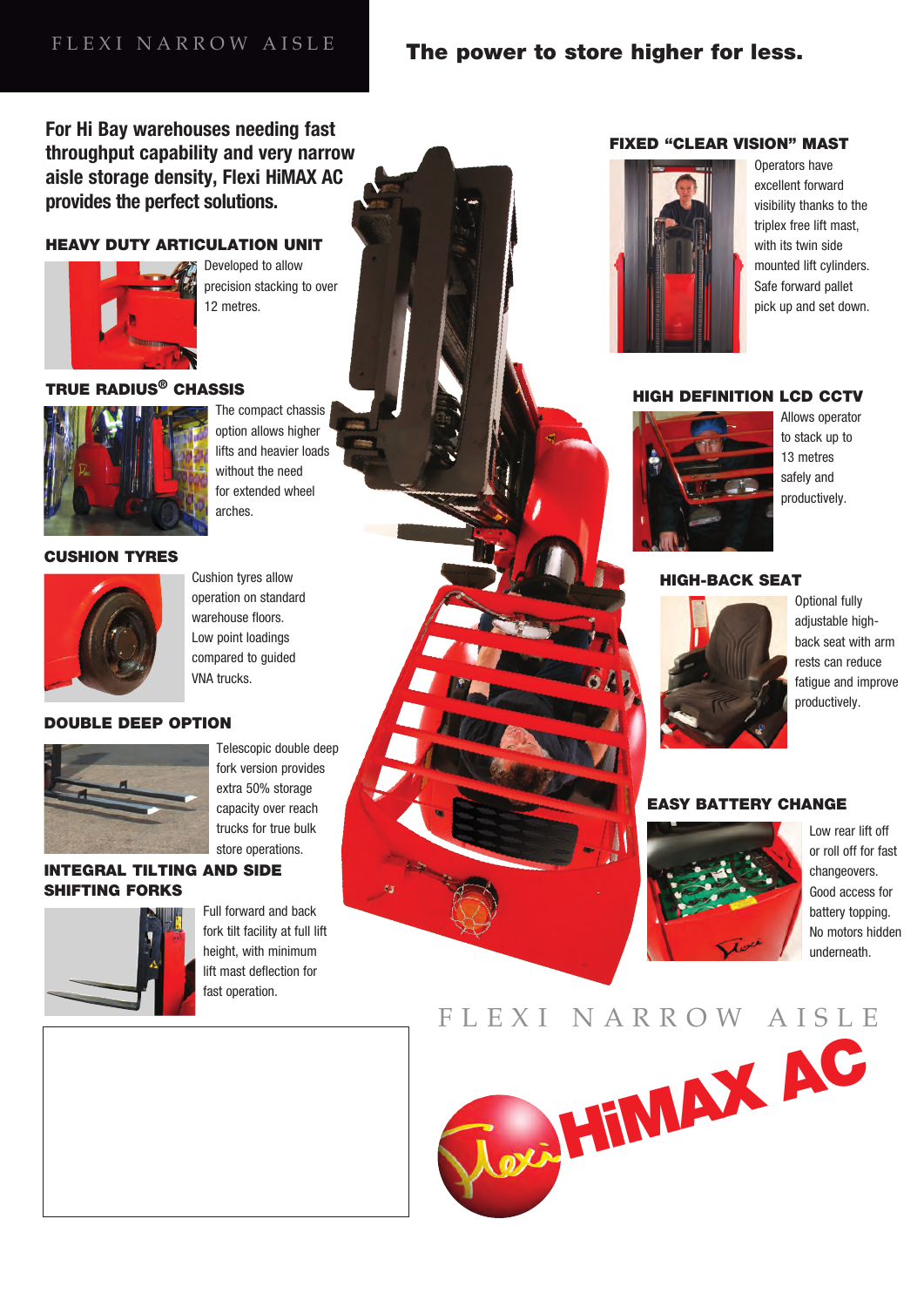FLEXI NARROW AISLE

# The power to store higher for less.

**For Hi Bay warehouses needing fast throughput capability and very narrow aisle storage density, Flexi HiMAX AC provides the perfect solutions.**

### HEAVY DUTY ARTICULATION UNIT

Developed to allow precision stacking to over 12 metres.

### TRUE RADIUS® CHASSIS

The compact chassis option allows higher lifts and heavier loads without the need for extended wheel arches.

### CUSHION TYRES

Cushion tyres allow operation on standard warehouse floors. Low point loadings compared to guided VNA trucks.

### DOUBLE DEEP OPTION

Telescopic double deep fork version provides extra 50% storage capacity over reach trucks for true bulk store operations.

### INTEGRAL TILTING AND SIDE SHIFTING FORKS

Full forward and back fork tilt facility at full lift height, with minimum lift mast deflection for fast operation.

### FIXED "CLEAR VISION" MAST

Operators have excellent forward visibility thanks to the triplex free lift mast, with its twin side mounted lift cylinders. Safe forward pallet pick up and set down.

### HIGH DEFINITION LCD CCTV

Allows operator to stack up to 13 metres safely and productively.

### HIGH-BACK SEAT

Optional fully adjustable high-back seat with arm rests can reduce fatigue and improve productively.

### EASY BATTERY CHANGE

Low rear lift off or roll off for fast changeovers. Good access for battery topping. No motors hidden underneath.

FLEXI NARROW AISLE

Flexi HiMAX AC